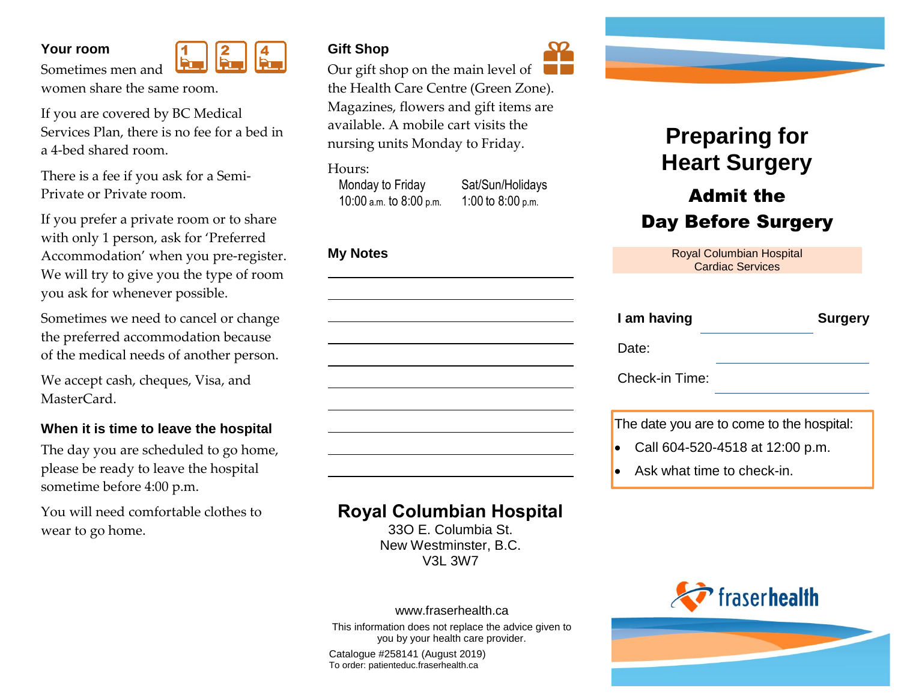### Your room

Sometimes men and women share the same room.

If you are covered by BC Medical Services Plan, there is no fee for a bed in a 4-bed shared room.

There is a fee if you ask for a Semi-Private or Private room.

If you prefer a private room or to share with only 1 person, ask for 'Preferred Accommodation' when you pre-register. We will try to give you the type of room you ask for whenever possible.

Sometimes we need to cancel or change the preferred accommodation because of the medical needs of another person.

We accept cash, cheques, Visa, and MasterCard.

### When it is time to leave the hospital

The day you are scheduled to go home, please be ready to leave the hospital sometime before 4:00 p.m.

You will need comfortable clothes to wear to go home.

### Gift Shop

Our gift shop on the main level of the Health Care Centre (Green Zone). Magazines, flowers and gift items are available. A mobile cart visits the nursing units Monday to Friday.

Hours:

| Monday to Friday | Sat/Sun/Holidays |
| --- | --- |
| 10:00 a.m. to 8:00 p.m. | 1:00 to 8:00 p.m. |

### My Notes

______________________________

______________________________

______________________________

______________________________

______________________________

______________________________

______________________________

______________________________

______________________________

**Royal Columbian Hospital**
33O E. Columbia St.
New Westminster, B.C.
V3L 3W7

www.fraserhealth.ca

This information does not replace the advice given to you by your health care provider.

Catalogue #258141 (August 2019)
To order: patienteduc.fraserhealth.ca

# Preparing for Heart Surgery

## Admit the Day Before Surgery

Royal Columbian Hospital
Cardiac Services

**I am having** ______________ **Surgery**

Date: ______________

Check-in Time: ______________

The date you are to come to the hospital:

- Call 604-520-4518 at 12:00 p.m.
- Ask what time to check-in.

fraserhealth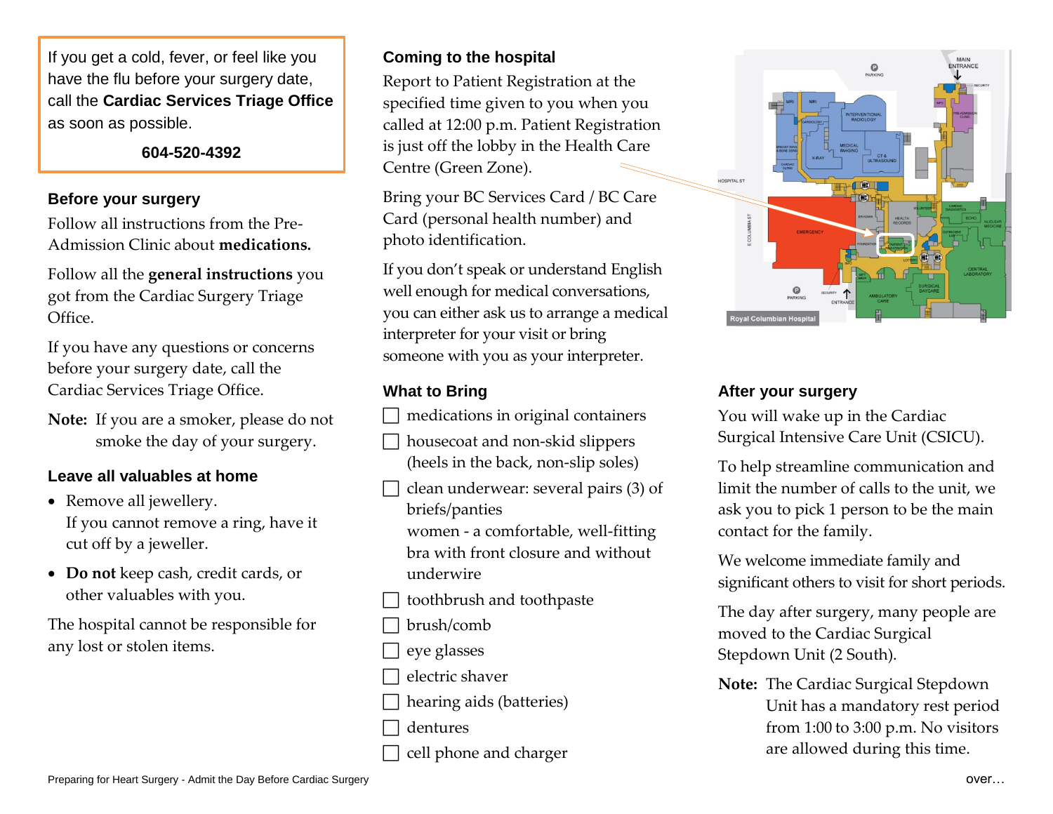If you get a cold, fever, or feel like you have the flu before your surgery date, call the **Cardiac Services Triage Office** as soon as possible.

**604-520-4392**

### Before your surgery

Follow all instructions from the Pre-Admission Clinic about **medications.**

Follow all the **general instructions** you got from the Cardiac Surgery Triage Office.

If you have any questions or concerns before your surgery date, call the Cardiac Services Triage Office.

**Note:** If you are a smoker, please do not smoke the day of your surgery.

### Leave all valuables at home

- Remove all jewellery.
  If you cannot remove a ring, have it cut off by a jeweller.
- **Do not** keep cash, credit cards, or other valuables with you.

The hospital cannot be responsible for any lost or stolen items.

### Coming to the hospital

Report to Patient Registration at the specified time given to you when you called at 12:00 p.m. Patient Registration is just off the lobby in the Health Care Centre (Green Zone).

Bring your BC Services Card / BC Care Card (personal health number) and photo identification.

If you don't speak or understand English well enough for medical conversations, you can either ask us to arrange a medical interpreter for your visit or bring someone with you as your interpreter.

Royal Columbian Hospital

### What to Bring

- ☐ medications in original containers
- ☐ housecoat and non-skid slippers (heels in the back, non-slip soles)
- ☐ clean underwear: several pairs (3) of briefs/panties
  women - a comfortable, well-fitting bra with front closure and without underwire
- ☐ toothbrush and toothpaste
- ☐ brush/comb
- ☐ eye glasses
- ☐ electric shaver
- ☐ hearing aids (batteries)
- ☐ dentures
- ☐ cell phone and charger

### After your surgery

You will wake up in the Cardiac Surgical Intensive Care Unit (CSICU).

To help streamline communication and limit the number of calls to the unit, we ask you to pick 1 person to be the main contact for the family.

We welcome immediate family and significant others to visit for short periods.

The day after surgery, many people are moved to the Cardiac Surgical Stepdown Unit (2 South).

**Note:** The Cardiac Surgical Stepdown Unit has a mandatory rest period from 1:00 to 3:00 p.m. No visitors are allowed during this time.

over…